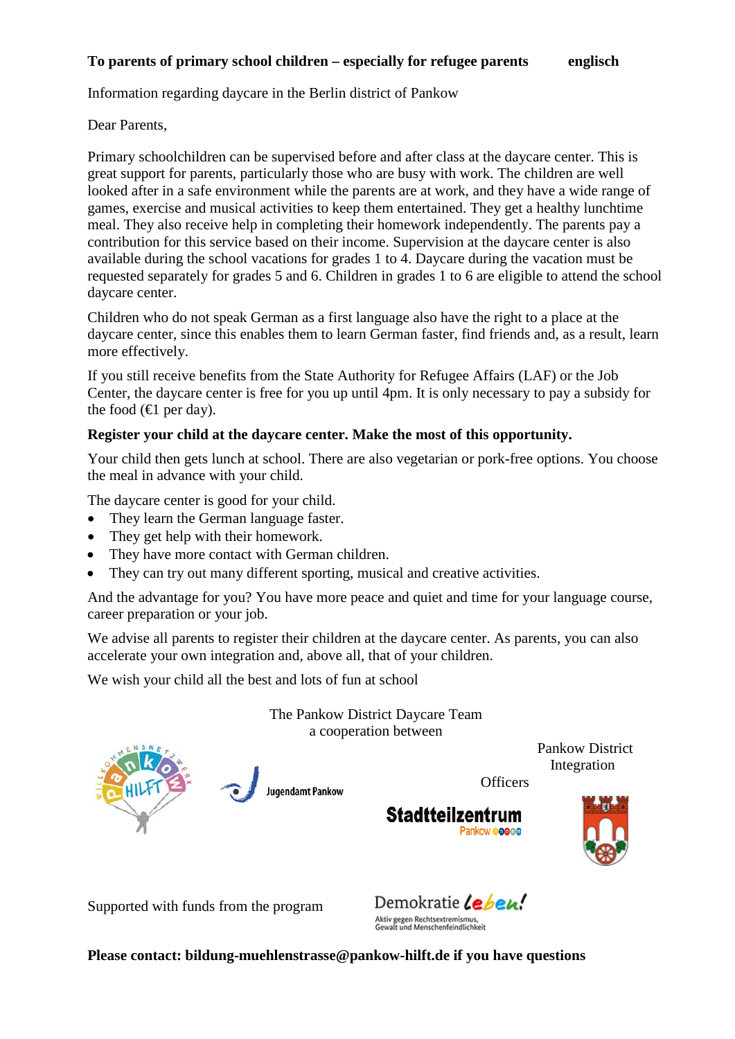**To parents of primary school children – especially for refugee parents** **englisch**

Information regarding daycare in the Berlin district of Pankow

Dear Parents,

Primary schoolchildren can be supervised before and after class at the daycare center. This is great support for parents, particularly those who are busy with work. The children are well looked after in a safe environment while the parents are at work, and they have a wide range of games, exercise and musical activities to keep them entertained. They get a healthy lunchtime meal. They also receive help in completing their homework independently. The parents pay a contribution for this service based on their income. Supervision at the daycare center is also available during the school vacations for grades 1 to 4. Daycare during the vacation must be requested separately for grades 5 and 6. Children in grades 1 to 6 are eligible to attend the school daycare center.

Children who do not speak German as a first language also have the right to a place at the daycare center, since this enables them to learn German faster, find friends and, as a result, learn more effectively.

If you still receive benefits from the State Authority for Refugee Affairs (LAF) or the Job Center, the daycare center is free for you up until 4pm. It is only necessary to pay a subsidy for the food (€1 per day).

**Register your child at the daycare center. Make the most of this opportunity.**

Your child then gets lunch at school. There are also vegetarian or pork-free options. You choose the meal in advance with your child.

The daycare center is good for your child.

- They learn the German language faster.
- They get help with their homework.
- They have more contact with German children.
- They can try out many different sporting, musical and creative activities.

And the advantage for you? You have more peace and quiet and time for your language course, career preparation or your job.

We advise all parents to register their children at the daycare center. As parents, you can also accelerate your own integration and, above all, that of your children.

We wish your child all the best and lots of fun at school

The Pankow District Daycare Team
a cooperation between

Willkommensnetzwerk Pankow Hilft — Jugendamt Pankow — Stadtteilzentrum Pankow — Pankow District Integration Officers

Supported with funds from the program Demokratie leben! Aktiv gegen Rechtsextremismus, Gewalt und Menschenfeindlichkeit

**Please contact: bildung-muehlenstrasse@pankow-hilft.de if you have questions**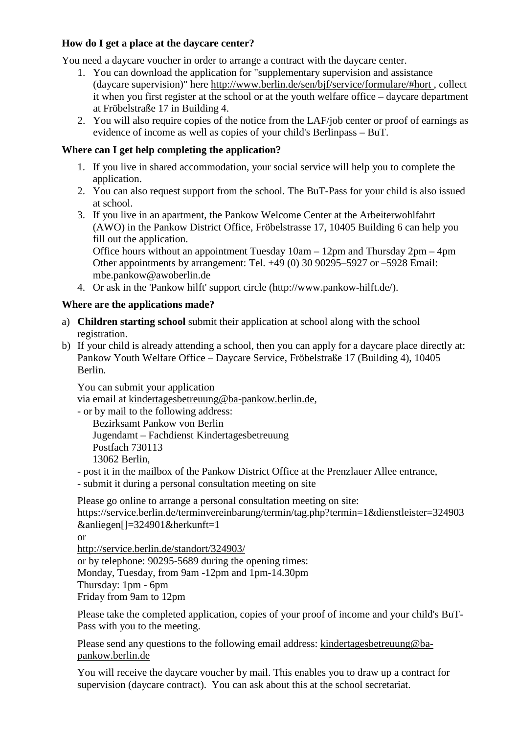**How do I get a place at the daycare center?**

You need a daycare voucher in order to arrange a contract with the daycare center.

1. You can download the application for "supplementary supervision and assistance (daycare supervision)" here http://www.berlin.de/sen/bjf/service/formulare/#hort , collect it when you first register at the school or at the youth welfare office – daycare department at Fröbelstraße 17 in Building 4.
2. You will also require copies of the notice from the LAF/job center or proof of earnings as evidence of income as well as copies of your child's Berlinpass – BuT.

**Where can I get help completing the application?**

1. If you live in shared accommodation, your social service will help you to complete the application.
2. You can also request support from the school. The BuT-Pass for your child is also issued at school.
3. If you live in an apartment, the Pankow Welcome Center at the Arbeiterwohlfahrt (AWO) in the Pankow District Office, Fröbelstrasse 17, 10405 Building 6 can help you fill out the application.
   Office hours without an appointment Tuesday 10am – 12pm and Thursday 2pm – 4pm
   Other appointments by arrangement: Tel. +49 (0) 30 90295–5927 or –5928 Email: mbe.pankow@awoberlin.de
4. Or ask in the 'Pankow hilft' support circle (http://www.pankow-hilft.de/).

**Where are the applications made?**

a) **Children starting school** submit their application at school along with the school registration.

b) If your child is already attending a school, then you can apply for a daycare place directly at: Pankow Youth Welfare Office – Daycare Service, Fröbelstraße 17 (Building 4), 10405 Berlin.

   You can submit your application
   via email at kindertagesbetreuung@ba-pankow.berlin.de,
   - or by mail to the following address:
     Bezirksamt Pankow von Berlin
     Jugendamt – Fachdienst Kindertagesbetreuung
     Postfach 730113
     13062 Berlin,
   - post it in the mailbox of the Pankow District Office at the Prenzlauer Allee entrance,
   - submit it during a personal consultation meeting on site

   Please go online to arrange a personal consultation meeting on site:
   https://service.berlin.de/terminvereinbarung/termin/tag.php?termin=1&dienstleister=324903&anliegen[]=324901&herkunft=1
   or
   http://service.berlin.de/standort/324903/
   or by telephone: 90295-5689 during the opening times:
   Monday, Tuesday, from 9am -12pm and 1pm-14.30pm
   Thursday: 1pm - 6pm
   Friday from 9am to 12pm

   Please take the completed application, copies of your proof of income and your child's BuT-Pass with you to the meeting.

   Please send any questions to the following email address: kindertagesbetreuung@ba-pankow.berlin.de

   You will receive the daycare voucher by mail. This enables you to draw up a contract for supervision (daycare contract). You can ask about this at the school secretariat.